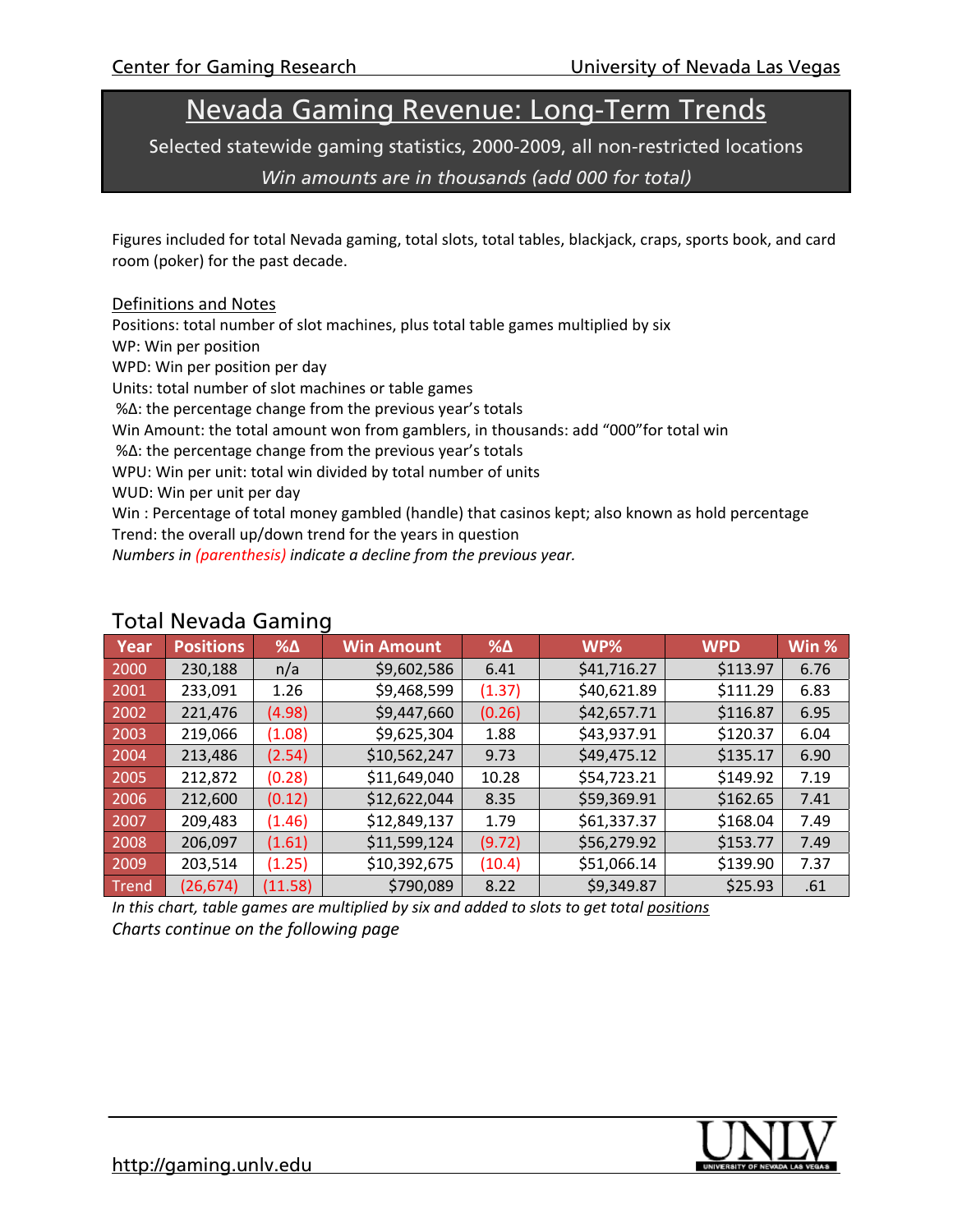# Nevada Gaming Revenue: Long-Term Trends

Selected statewide gaming statistics, 2000-2009, all non-restricted locations

*Win amounts are in thousands (add 000 for total)*

Figures included for total Nevada gaming, total slots, total tables, blackjack, craps, sports book, and card room (poker) for the past decade.

## Definitions and Notes

Positions: total number of slot machines, plus total table games multiplied by six
WP: Win per position
WPD: Win per position per day
Units: total number of slot machines or table games
%Δ: the percentage change from the previous year's totals
Win Amount: the total amount won from gamblers, in thousands: add "000"for total win
%Δ: the percentage change from the previous year's totals
WPU: Win per unit: total win divided by total number of units
WUD: Win per unit per day
Win : Percentage of total money gambled (handle) that casinos kept; also known as hold percentage
Trend: the overall up/down trend for the years in question
*Numbers in (parenthesis) indicate a decline from the previous year.*

## Total Nevada Gaming

| Year | Positions | %Δ | Win Amount | %Δ | WP% | WPD | Win % |
|---|---|---|---|---|---|---|---|
| 2000 | 230,188 | n/a | $9,602,586 | 6.41 | $41,716.27 | $113.97 | 6.76 |
| 2001 | 233,091 | 1.26 | $9,468,599 | (1.37) | $40,621.89 | $111.29 | 6.83 |
| 2002 | 221,476 | (4.98) | $9,447,660 | (0.26) | $42,657.71 | $116.87 | 6.95 |
| 2003 | 219,066 | (1.08) | $9,625,304 | 1.88 | $43,937.91 | $120.37 | 6.04 |
| 2004 | 213,486 | (2.54) | $10,562,247 | 9.73 | $49,475.12 | $135.17 | 6.90 |
| 2005 | 212,872 | (0.28) | $11,649,040 | 10.28 | $54,723.21 | $149.92 | 7.19 |
| 2006 | 212,600 | (0.12) | $12,622,044 | 8.35 | $59,369.91 | $162.65 | 7.41 |
| 2007 | 209,483 | (1.46) | $12,849,137 | 1.79 | $61,337.37 | $168.04 | 7.49 |
| 2008 | 206,097 | (1.61) | $11,599,124 | (9.72) | $56,279.92 | $153.77 | 7.49 |
| 2009 | 203,514 | (1.25) | $10,392,675 | (10.4) | $51,066.14 | $139.90 | 7.37 |
| Trend | (26,674) | (11.58) | $790,089 | 8.22 | $9,349.87 | $25.93 | .61 |

*In this chart, table games are multiplied by six and added to slots to get total positions*

*Charts continue on the following page*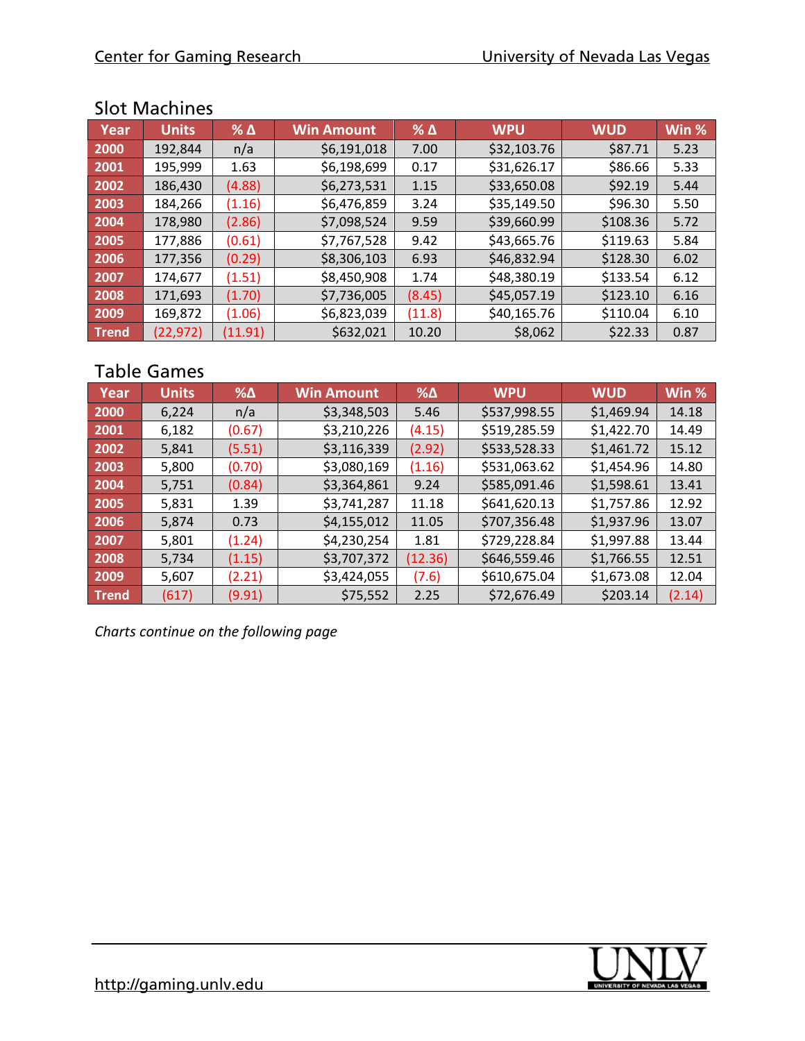## Slot Machines

| Year | Units | % Δ | Win Amount | % Δ | WPU | WUD | Win % |
|---|---|---|---|---|---|---|---|
| 2000 | 192,844 | n/a | $6,191,018 | 7.00 | $32,103.76 | $87.71 | 5.23 |
| 2001 | 195,999 | 1.63 | $6,198,699 | 0.17 | $31,626.17 | $86.66 | 5.33 |
| 2002 | 186,430 | (4.88) | $6,273,531 | 1.15 | $33,650.08 | $92.19 | 5.44 |
| 2003 | 184,266 | (1.16) | $6,476,859 | 3.24 | $35,149.50 | $96.30 | 5.50 |
| 2004 | 178,980 | (2.86) | $7,098,524 | 9.59 | $39,660.99 | $108.36 | 5.72 |
| 2005 | 177,886 | (0.61) | $7,767,528 | 9.42 | $43,665.76 | $119.63 | 5.84 |
| 2006 | 177,356 | (0.29) | $8,306,103 | 6.93 | $46,832.94 | $128.30 | 6.02 |
| 2007 | 174,677 | (1.51) | $8,450,908 | 1.74 | $48,380.19 | $133.54 | 6.12 |
| 2008 | 171,693 | (1.70) | $7,736,005 | (8.45) | $45,057.19 | $123.10 | 6.16 |
| 2009 | 169,872 | (1.06) | $6,823,039 | (11.8) | $40,165.76 | $110.04 | 6.10 |
| Trend | (22,972) | (11.91) | $632,021 | 10.20 | $8,062 | $22.33 | 0.87 |

## Table Games

| Year | Units | %Δ | Win Amount | %Δ | WPU | WUD | Win % |
|---|---|---|---|---|---|---|---|
| 2000 | 6,224 | n/a | $3,348,503 | 5.46 | $537,998.55 | $1,469.94 | 14.18 |
| 2001 | 6,182 | (0.67) | $3,210,226 | (4.15) | $519,285.59 | $1,422.70 | 14.49 |
| 2002 | 5,841 | (5.51) | $3,116,339 | (2.92) | $533,528.33 | $1,461.72 | 15.12 |
| 2003 | 5,800 | (0.70) | $3,080,169 | (1.16) | $531,063.62 | $1,454.96 | 14.80 |
| 2004 | 5,751 | (0.84) | $3,364,861 | 9.24 | $585,091.46 | $1,598.61 | 13.41 |
| 2005 | 5,831 | 1.39 | $3,741,287 | 11.18 | $641,620.13 | $1,757.86 | 12.92 |
| 2006 | 5,874 | 0.73 | $4,155,012 | 11.05 | $707,356.48 | $1,937.96 | 13.07 |
| 2007 | 5,801 | (1.24) | $4,230,254 | 1.81 | $729,228.84 | $1,997.88 | 13.44 |
| 2008 | 5,734 | (1.15) | $3,707,372 | (12.36) | $646,559.46 | $1,766.55 | 12.51 |
| 2009 | 5,607 | (2.21) | $3,424,055 | (7.6) | $610,675.04 | $1,673.08 | 12.04 |
| Trend | (617) | (9.91) | $75,552 | 2.25 | $72,676.49 | $203.14 | (2.14) |

*Charts continue on the following page*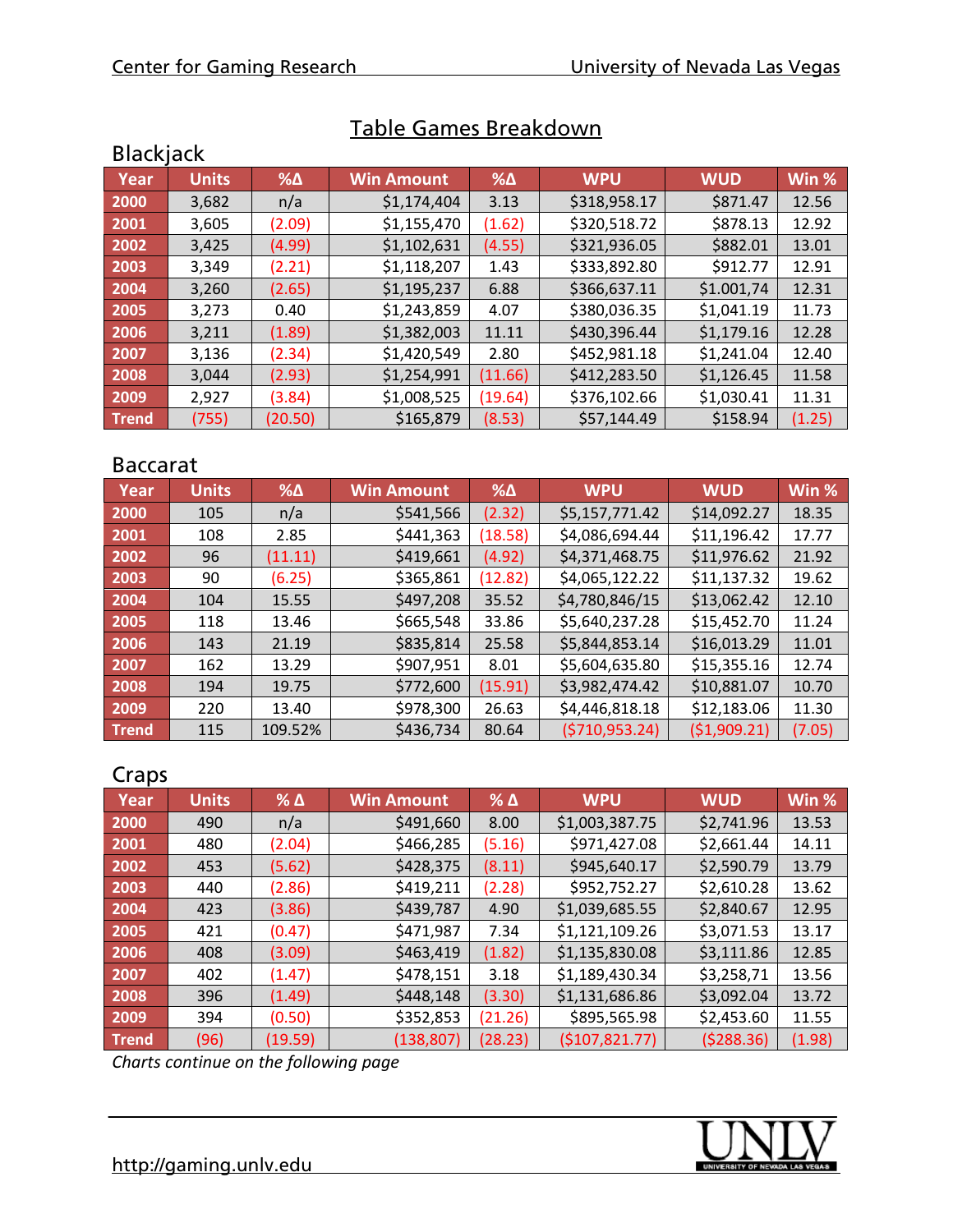# Table Games Breakdown

## Blackjack

| Year | Units | %Δ | Win Amount | %Δ | WPU | WUD | Win % |
|---|---|---|---|---|---|---|---|
| 2000 | 3,682 | n/a | $1,174,404 | 3.13 | $318,958.17 | $871.47 | 12.56 |
| 2001 | 3,605 | (2.09) | $1,155,470 | (1.62) | $320,518.72 | $878.13 | 12.92 |
| 2002 | 3,425 | (4.99) | $1,102,631 | (4.55) | $321,936.05 | $882.01 | 13.01 |
| 2003 | 3,349 | (2.21) | $1,118,207 | 1.43 | $333,892.80 | $912.77 | 12.91 |
| 2004 | 3,260 | (2.65) | $1,195,237 | 6.88 | $366,637.11 | $1.001,74 | 12.31 |
| 2005 | 3,273 | 0.40 | $1,243,859 | 4.07 | $380,036.35 | $1,041.19 | 11.73 |
| 2006 | 3,211 | (1.89) | $1,382,003 | 11.11 | $430,396.44 | $1,179.16 | 12.28 |
| 2007 | 3,136 | (2.34) | $1,420,549 | 2.80 | $452,981.18 | $1,241.04 | 12.40 |
| 2008 | 3,044 | (2.93) | $1,254,991 | (11.66) | $412,283.50 | $1,126.45 | 11.58 |
| 2009 | 2,927 | (3.84) | $1,008,525 | (19.64) | $376,102.66 | $1,030.41 | 11.31 |
| Trend | (755) | (20.50) | $165,879 | (8.53) | $57,144.49 | $158.94 | (1.25) |

## Baccarat

| Year | Units | %Δ | Win Amount | %Δ | WPU | WUD | Win % |
|---|---|---|---|---|---|---|---|
| 2000 | 105 | n/a | $541,566 | (2.32) | $5,157,771.42 | $14,092.27 | 18.35 |
| 2001 | 108 | 2.85 | $441,363 | (18.58) | $4,086,694.44 | $11,196.42 | 17.77 |
| 2002 | 96 | (11.11) | $419,661 | (4.92) | $4,371,468.75 | $11,976.62 | 21.92 |
| 2003 | 90 | (6.25) | $365,861 | (12.82) | $4,065,122.22 | $11,137.32 | 19.62 |
| 2004 | 104 | 15.55 | $497,208 | 35.52 | $4,780,846/15 | $13,062.42 | 12.10 |
| 2005 | 118 | 13.46 | $665,548 | 33.86 | $5,640,237.28 | $15,452.70 | 11.24 |
| 2006 | 143 | 21.19 | $835,814 | 25.58 | $5,844,853.14 | $16,013.29 | 11.01 |
| 2007 | 162 | 13.29 | $907,951 | 8.01 | $5,604,635.80 | $15,355.16 | 12.74 |
| 2008 | 194 | 19.75 | $772,600 | (15.91) | $3,982,474.42 | $10,881.07 | 10.70 |
| 2009 | 220 | 13.40 | $978,300 | 26.63 | $4,446,818.18 | $12,183.06 | 11.30 |
| Trend | 115 | 109.52% | $436,734 | 80.64 | ($710,953.24) | ($1,909.21) | (7.05) |

## Craps

| Year | Units | % Δ | Win Amount | % Δ | WPU | WUD | Win % |
|---|---|---|---|---|---|---|---|
| 2000 | 490 | n/a | $491,660 | 8.00 | $1,003,387.75 | $2,741.96 | 13.53 |
| 2001 | 480 | (2.04) | $466,285 | (5.16) | $971,427.08 | $2,661.44 | 14.11 |
| 2002 | 453 | (5.62) | $428,375 | (8.11) | $945,640.17 | $2,590.79 | 13.79 |
| 2003 | 440 | (2.86) | $419,211 | (2.28) | $952,752.27 | $2,610.28 | 13.62 |
| 2004 | 423 | (3.86) | $439,787 | 4.90 | $1,039,685.55 | $2,840.67 | 12.95 |
| 2005 | 421 | (0.47) | $471,987 | 7.34 | $1,121,109.26 | $3,071.53 | 13.17 |
| 2006 | 408 | (3.09) | $463,419 | (1.82) | $1,135,830.08 | $3,111.86 | 12.85 |
| 2007 | 402 | (1.47) | $478,151 | 3.18 | $1,189,430.34 | $3,258,71 | 13.56 |
| 2008 | 396 | (1.49) | $448,148 | (3.30) | $1,131,686.86 | $3,092.04 | 13.72 |
| 2009 | 394 | (0.50) | $352,853 | (21.26) | $895,565.98 | $2,453.60 | 11.55 |
| Trend | (96) | (19.59) | (138,807) | (28.23) | ($107,821.77) | ($288.36) | (1.98) |

*Charts continue on the following page*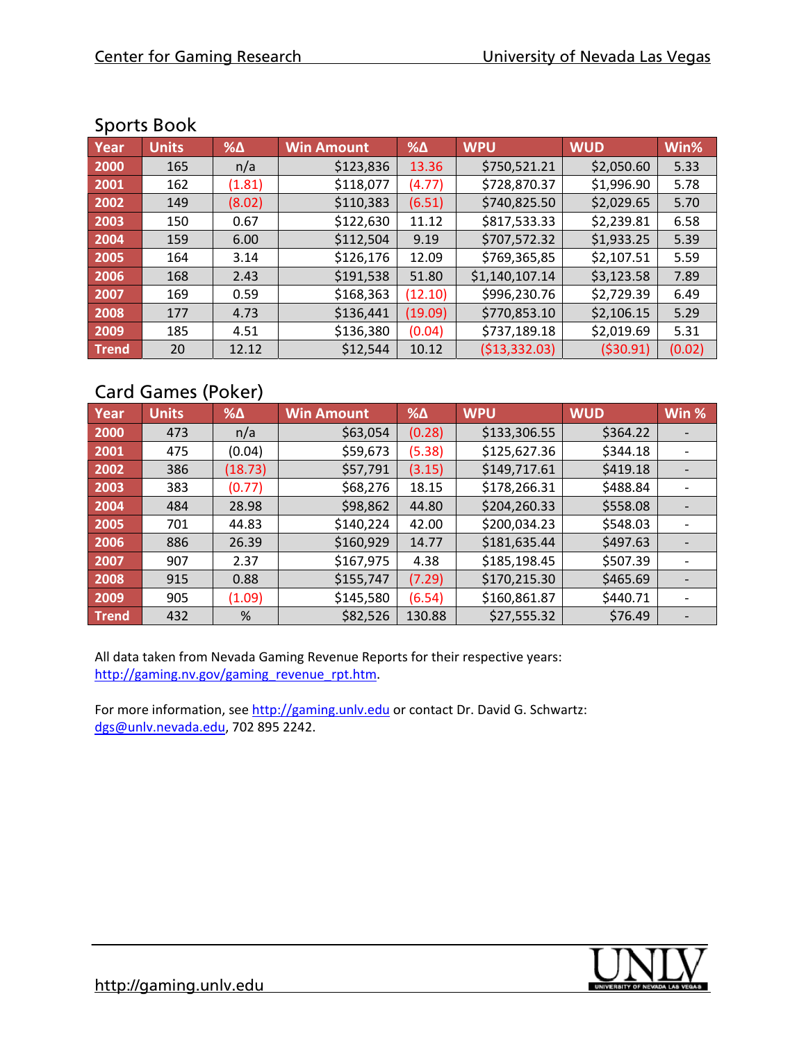## Sports Book

| Year | Units | %Δ | Win Amount | %Δ | WPU | WUD | Win% |
|---|---|---|---|---|---|---|---|
| 2000 | 165 | n/a | $123,836 | 13.36 | $750,521.21 | $2,050.60 | 5.33 |
| 2001 | 162 | (1.81) | $118,077 | (4.77) | $728,870.37 | $1,996.90 | 5.78 |
| 2002 | 149 | (8.02) | $110,383 | (6.51) | $740,825.50 | $2,029.65 | 5.70 |
| 2003 | 150 | 0.67 | $122,630 | 11.12 | $817,533.33 | $2,239.81 | 6.58 |
| 2004 | 159 | 6.00 | $112,504 | 9.19 | $707,572.32 | $1,933.25 | 5.39 |
| 2005 | 164 | 3.14 | $126,176 | 12.09 | $769,365,85 | $2,107.51 | 5.59 |
| 2006 | 168 | 2.43 | $191,538 | 51.80 | $1,140,107.14 | $3,123.58 | 7.89 |
| 2007 | 169 | 0.59 | $168,363 | (12.10) | $996,230.76 | $2,729.39 | 6.49 |
| 2008 | 177 | 4.73 | $136,441 | (19.09) | $770,853.10 | $2,106.15 | 5.29 |
| 2009 | 185 | 4.51 | $136,380 | (0.04) | $737,189.18 | $2,019.69 | 5.31 |
| Trend | 20 | 12.12 | $12,544 | 10.12 | ($13,332.03) | ($30.91) | (0.02) |

## Card Games (Poker)

| Year | Units | %Δ | Win Amount | %Δ | WPU | WUD | Win % |
|---|---|---|---|---|---|---|---|
| 2000 | 473 | n/a | $63,054 | (0.28) | $133,306.55 | $364.22 | - |
| 2001 | 475 | (0.04) | $59,673 | (5.38) | $125,627.36 | $344.18 | - |
| 2002 | 386 | (18.73) | $57,791 | (3.15) | $149,717.61 | $419.18 | - |
| 2003 | 383 | (0.77) | $68,276 | 18.15 | $178,266.31 | $488.84 | - |
| 2004 | 484 | 28.98 | $98,862 | 44.80 | $204,260.33 | $558.08 | - |
| 2005 | 701 | 44.83 | $140,224 | 42.00 | $200,034.23 | $548.03 | - |
| 2006 | 886 | 26.39 | $160,929 | 14.77 | $181,635.44 | $497.63 | - |
| 2007 | 907 | 2.37 | $167,975 | 4.38 | $185,198.45 | $507.39 | - |
| 2008 | 915 | 0.88 | $155,747 | (7.29) | $170,215.30 | $465.69 | - |
| 2009 | 905 | (1.09) | $145,580 | (6.54) | $160,861.87 | $440.71 | - |
| Trend | 432 | % | $82,526 | 130.88 | $27,555.32 | $76.49 | - |

All data taken from Nevada Gaming Revenue Reports for their respective years: http://gaming.nv.gov/gaming_revenue_rpt.htm.

For more information, see http://gaming.unlv.edu or contact Dr. David G. Schwartz: dgs@unlv.nevada.edu, 702 895 2242.